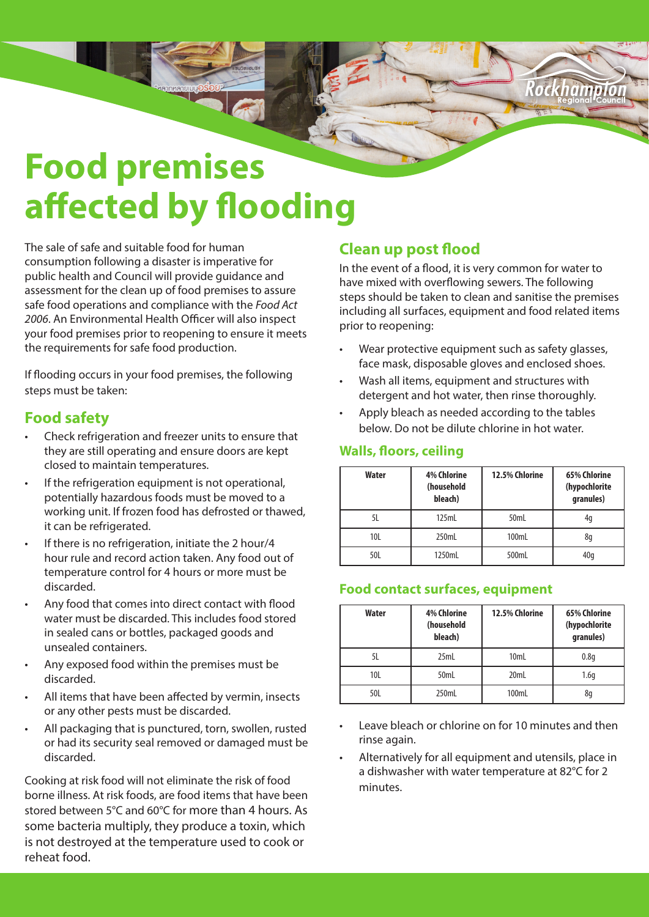# Food premises affected by flooding

The sale of safe and suitable food for human consumption following a disaster is imperative for public health and Council will provide guidance and assessment for the clean up of food premises to assure safe food operations and compliance with the *Food Act 2006*. An Environmental Health Officer will also inspect your food premises prior to reopening to ensure it meets the requirements for safe food production.

If flooding occurs in your food premises, the following steps must be taken:

## Food safety

- Check refrigeration and freezer units to ensure that they are still operating and ensure doors are kept closed to maintain temperatures.
- If the refrigeration equipment is not operational, potentially hazardous foods must be moved to a working unit. If frozen food has defrosted or thawed, it can be refrigerated.
- If there is no refrigeration, initiate the 2 hour/4 hour rule and record action taken. Any food out of temperature control for 4 hours or more must be discarded.
- Any food that comes into direct contact with flood water must be discarded. This includes food stored in sealed cans or bottles, packaged goods and unsealed containers.
- Any exposed food within the premises must be discarded.
- All items that have been affected by vermin, insects or any other pests must be discarded.
- All packaging that is punctured, torn, swollen, rusted or had its security seal removed or damaged must be discarded.

Cooking at risk food will not eliminate the risk of food borne illness. At risk foods, are food items that have been stored between 5°C and 60°C for more than 4 hours. As some bacteria multiply, they produce a toxin, which is not destroyed at the temperature used to cook or reheat food.

## Clean up post flood

In the event of a flood, it is very common for water to have mixed with overflowing sewers. The following steps should be taken to clean and sanitise the premises including all surfaces, equipment and food related items prior to reopening:

- Wear protective equipment such as safety glasses, face mask, disposable gloves and enclosed shoes.
- Wash all items, equipment and structures with detergent and hot water, then rinse thoroughly.
- Apply bleach as needed according to the tables below. Do not be dilute chlorine in hot water.

### Walls, floors, ceiling

| Water | 4% Chlorine (household bleach) | 12.5% Chlorine | 65% Chlorine (hypochlorite granules) |
|---|---|---|---|
| 5L | 125mL | 50mL | 4g |
| 10L | 250mL | 100mL | 8g |
| 50L | 1250mL | 500mL | 40g |

### Food contact surfaces, equipment

| Water | 4% Chlorine (household bleach) | 12.5% Chlorine | 65% Chlorine (hypochlorite granules) |
|---|---|---|---|
| 5L | 25mL | 10mL | 0.8g |
| 10L | 50mL | 20mL | 1.6g |
| 50L | 250mL | 100mL | 8g |

- Leave bleach or chlorine on for 10 minutes and then rinse again.
- Alternatively for all equipment and utensils, place in a dishwasher with water temperature at 82°C for 2 minutes.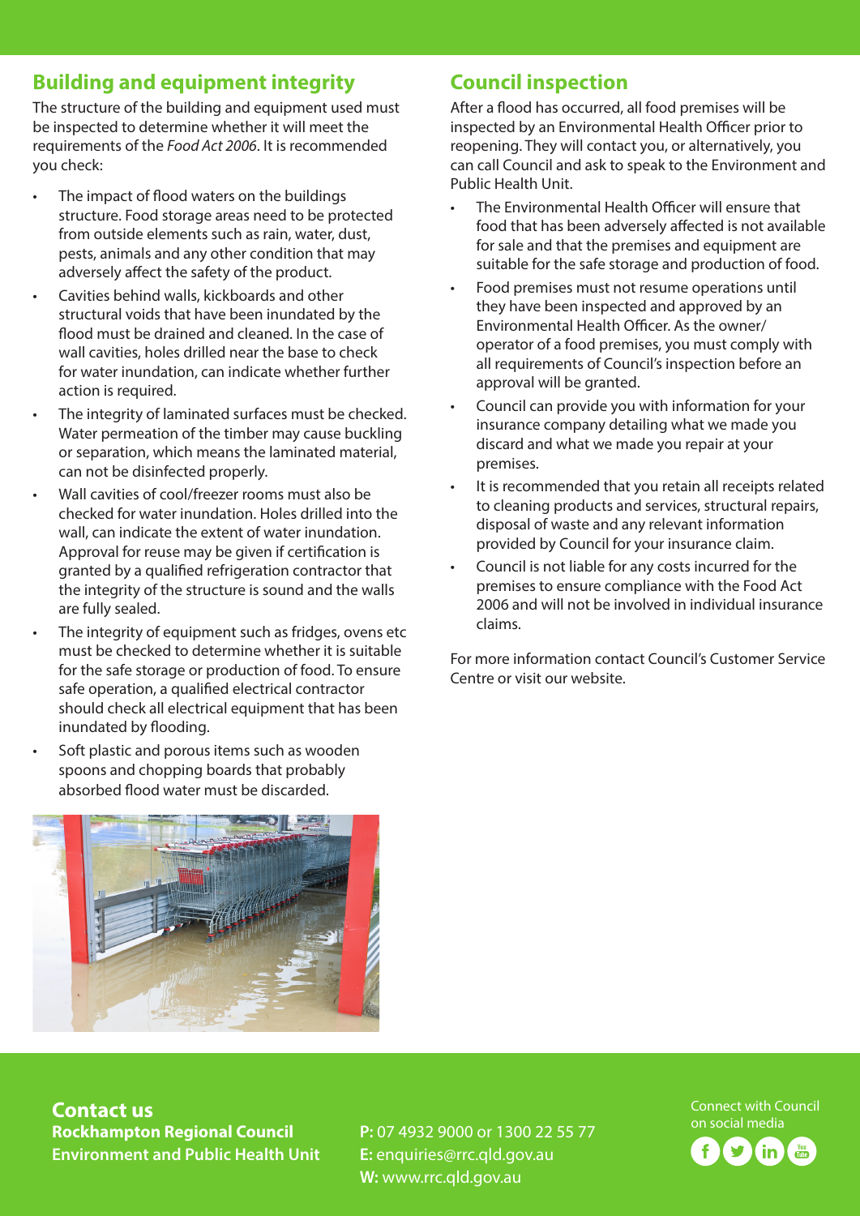## Building and equipment integrity

The structure of the building and equipment used must be inspected to determine whether it will meet the requirements of the *Food Act 2006*. It is recommended you check:

- The impact of flood waters on the buildings structure. Food storage areas need to be protected from outside elements such as rain, water, dust, pests, animals and any other condition that may adversely affect the safety of the product.
- Cavities behind walls, kickboards and other structural voids that have been inundated by the flood must be drained and cleaned. In the case of wall cavities, holes drilled near the base to check for water inundation, can indicate whether further action is required.
- The integrity of laminated surfaces must be checked. Water permeation of the timber may cause buckling or separation, which means the laminated material, can not be disinfected properly.
- Wall cavities of cool/freezer rooms must also be checked for water inundation. Holes drilled into the wall, can indicate the extent of water inundation. Approval for reuse may be given if certification is granted by a qualified refrigeration contractor that the integrity of the structure is sound and the walls are fully sealed.
- The integrity of equipment such as fridges, ovens etc must be checked to determine whether it is suitable for the safe storage or production of food. To ensure safe operation, a qualified electrical contractor should check all electrical equipment that has been inundated by flooding.
- Soft plastic and porous items such as wooden spoons and chopping boards that probably absorbed flood water must be discarded.

## Council inspection

After a flood has occurred, all food premises will be inspected by an Environmental Health Officer prior to reopening. They will contact you, or alternatively, you can call Council and ask to speak to the Environment and Public Health Unit.

- The Environmental Health Officer will ensure that food that has been adversely affected is not available for sale and that the premises and equipment are suitable for the safe storage and production of food.
- Food premises must not resume operations until they have been inspected and approved by an Environmental Health Officer. As the owner/operator of a food premises, you must comply with all requirements of Council's inspection before an approval will be granted.
- Council can provide you with information for your insurance company detailing what we made you discard and what we made you repair at your premises.
- It is recommended that you retain all receipts related to cleaning products and services, structural repairs, disposal of waste and any relevant information provided by Council for your insurance claim.
- Council is not liable for any costs incurred for the premises to ensure compliance with the Food Act 2006 and will not be involved in individual insurance claims.

For more information contact Council's Customer Service Centre or visit our website.

## Contact us

**Rockhampton Regional Council**
**Environment and Public Health Unit**

**P:** 07 4932 9000 or 1300 22 55 77
**E:** enquiries@rrc.qld.gov.au
**W:** www.rrc.qld.gov.au

Connect with Council on social media